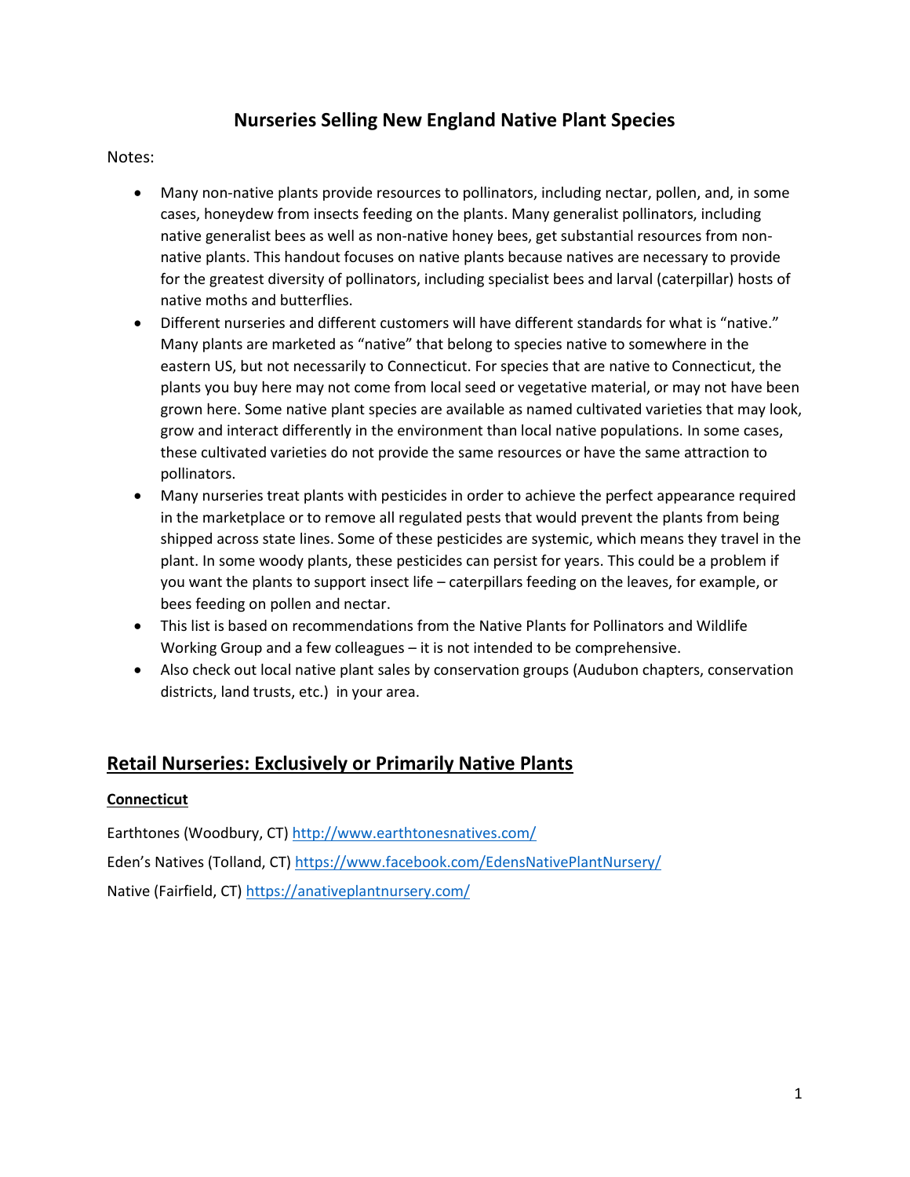# Nurseries Selling New England Native Plant Species

Notes:

- Many non-native plants provide resources to pollinators, including nectar, pollen, and, in some cases, honeydew from insects feeding on the plants. Many generalist pollinators, including native generalist bees as well as non-native honey bees, get substantial resources from non-native plants. This handout focuses on native plants because natives are necessary to provide for the greatest diversity of pollinators, including specialist bees and larval (caterpillar) hosts of native moths and butterflies.
- Different nurseries and different customers will have different standards for what is "native." Many plants are marketed as "native" that belong to species native to somewhere in the eastern US, but not necessarily to Connecticut. For species that are native to Connecticut, the plants you buy here may not come from local seed or vegetative material, or may not have been grown here. Some native plant species are available as named cultivated varieties that may look, grow and interact differently in the environment than local native populations. In some cases, these cultivated varieties do not provide the same resources or have the same attraction to pollinators.
- Many nurseries treat plants with pesticides in order to achieve the perfect appearance required in the marketplace or to remove all regulated pests that would prevent the plants from being shipped across state lines. Some of these pesticides are systemic, which means they travel in the plant. In some woody plants, these pesticides can persist for years. This could be a problem if you want the plants to support insect life – caterpillars feeding on the leaves, for example, or bees feeding on pollen and nectar.
- This list is based on recommendations from the Native Plants for Pollinators and Wildlife Working Group and a few colleagues – it is not intended to be comprehensive.
- Also check out local native plant sales by conservation groups (Audubon chapters, conservation districts, land trusts, etc.) in your area.

## Retail Nurseries: Exclusively or Primarily Native Plants

### Connecticut

Earthtones (Woodbury, CT) http://www.earthtonesnatives.com/

Eden's Natives (Tolland, CT) https://www.facebook.com/EdensNativePlantNursery/

Native (Fairfield, CT) https://anativeplantnursery.com/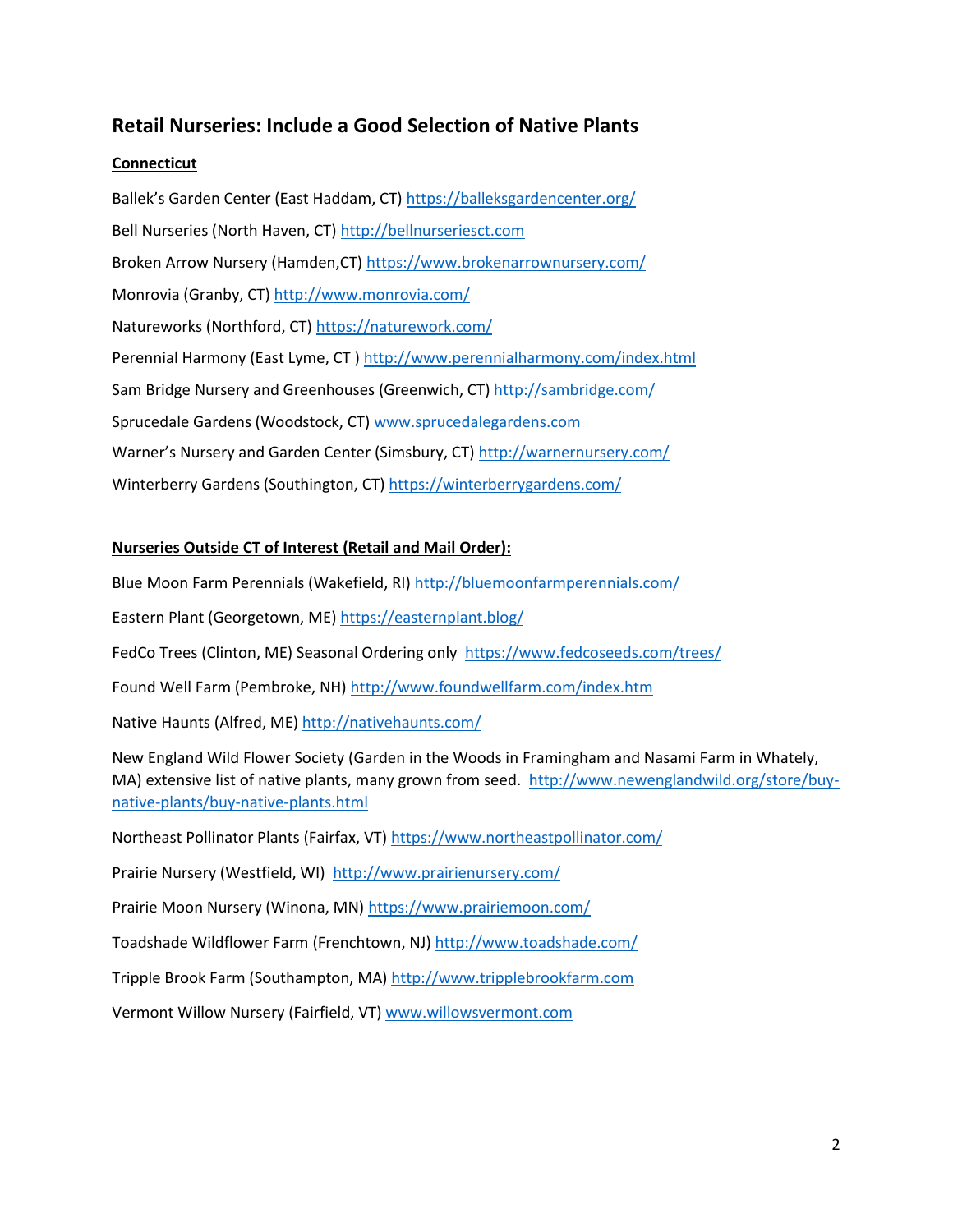## Retail Nurseries: Include a Good Selection of Native Plants

### Connecticut

Ballek's Garden Center (East Haddam, CT) https://balleksgardencenter.org/

Bell Nurseries (North Haven, CT) http://bellnurseriesct.com

Broken Arrow Nursery (Hamden,CT) https://www.brokenarrownursery.com/

Monrovia (Granby, CT) http://www.monrovia.com/

Natureworks (Northford, CT) https://naturework.com/

Perennial Harmony (East Lyme, CT ) http://www.perennialharmony.com/index.html

Sam Bridge Nursery and Greenhouses (Greenwich, CT) http://sambridge.com/

Sprucedale Gardens (Woodstock, CT) www.sprucedalegardens.com

Warner's Nursery and Garden Center (Simsbury, CT) http://warnernursery.com/

Winterberry Gardens (Southington, CT) https://winterberrygardens.com/

### Nurseries Outside CT of Interest (Retail and Mail Order):

Blue Moon Farm Perennials (Wakefield, RI) http://bluemoonfarmperennials.com/

Eastern Plant (Georgetown, ME) https://easternplant.blog/

FedCo Trees (Clinton, ME) Seasonal Ordering only https://www.fedcoseeds.com/trees/

Found Well Farm (Pembroke, NH) http://www.foundwellfarm.com/index.htm

Native Haunts (Alfred, ME) http://nativehaunts.com/

New England Wild Flower Society (Garden in the Woods in Framingham and Nasami Farm in Whately, MA) extensive list of native plants, many grown from seed. http://www.newenglandwild.org/store/buy-native-plants/buy-native-plants.html

Northeast Pollinator Plants (Fairfax, VT) https://www.northeastpollinator.com/

Prairie Nursery (Westfield, WI) http://www.prairienursery.com/

Prairie Moon Nursery (Winona, MN) https://www.prairiemoon.com/

Toadshade Wildflower Farm (Frenchtown, NJ) http://www.toadshade.com/

Tripple Brook Farm (Southampton, MA) http://www.tripplebrookfarm.com

Vermont Willow Nursery (Fairfield, VT) www.willowsvermont.com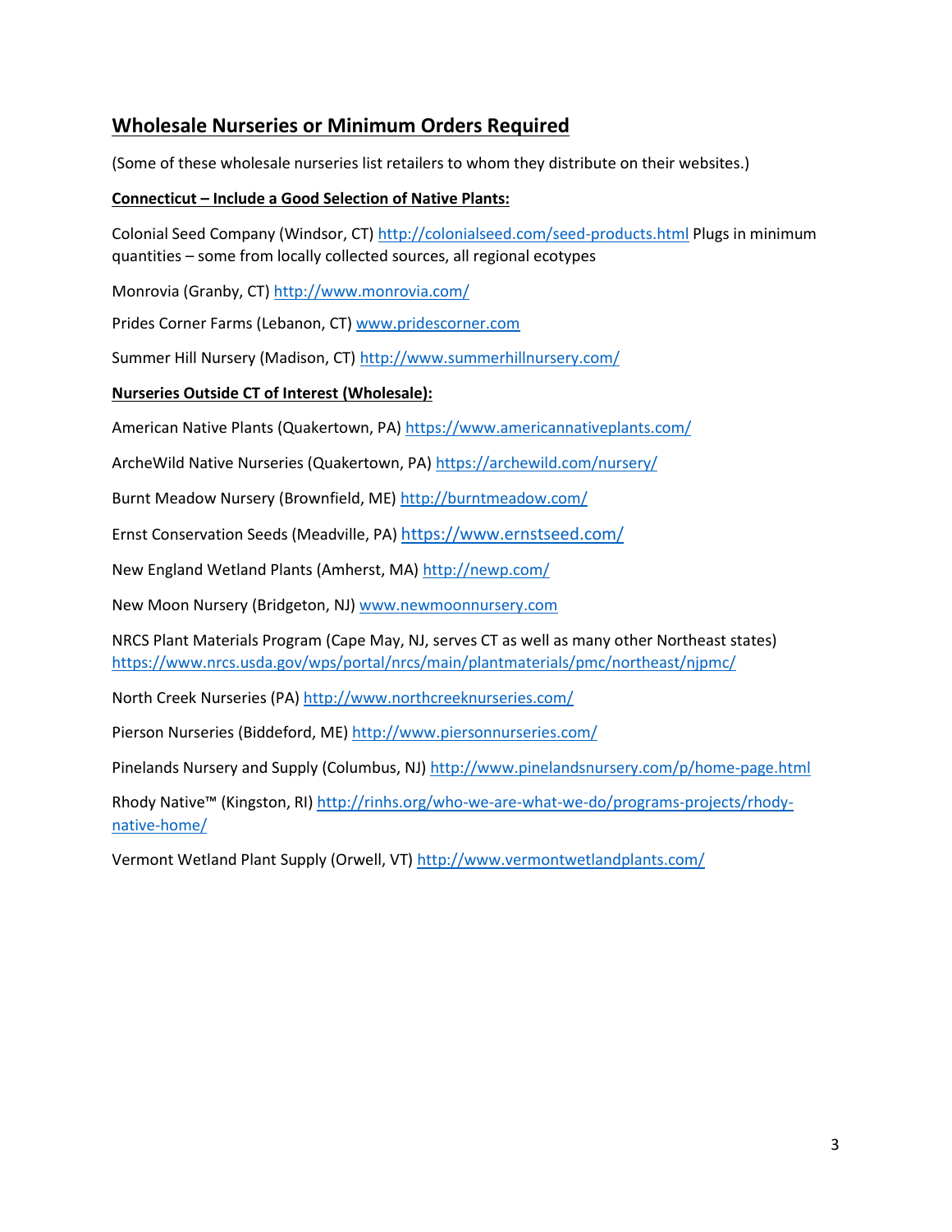## Wholesale Nurseries or Minimum Orders Required

(Some of these wholesale nurseries list retailers to whom they distribute on their websites.)

**Connecticut – Include a Good Selection of Native Plants:**

Colonial Seed Company (Windsor, CT) http://colonialseed.com/seed-products.html Plugs in minimum quantities – some from locally collected sources, all regional ecotypes

Monrovia (Granby, CT) http://www.monrovia.com/

Prides Corner Farms (Lebanon, CT) www.pridescorner.com

Summer Hill Nursery (Madison, CT) http://www.summerhillnursery.com/

**Nurseries Outside CT of Interest (Wholesale):**

American Native Plants (Quakertown, PA) https://www.americannativeplants.com/

ArcheWild Native Nurseries (Quakertown, PA) https://archewild.com/nursery/

Burnt Meadow Nursery (Brownfield, ME) http://burntmeadow.com/

Ernst Conservation Seeds (Meadville, PA) https://www.ernstseed.com/

New England Wetland Plants (Amherst, MA) http://newp.com/

New Moon Nursery (Bridgeton, NJ) www.newmoonnursery.com

NRCS Plant Materials Program (Cape May, NJ, serves CT as well as many other Northeast states) https://www.nrcs.usda.gov/wps/portal/nrcs/main/plantmaterials/pmc/northeast/njpmc/

North Creek Nurseries (PA) http://www.northcreeknurseries.com/

Pierson Nurseries (Biddeford, ME) http://www.piersonnurseries.com/

Pinelands Nursery and Supply (Columbus, NJ) http://www.pinelandsnursery.com/p/home-page.html

Rhody Native™ (Kingston, RI) http://rinhs.org/who-we-are-what-we-do/programs-projects/rhody-native-home/

Vermont Wetland Plant Supply (Orwell, VT) http://www.vermontwetlandplants.com/